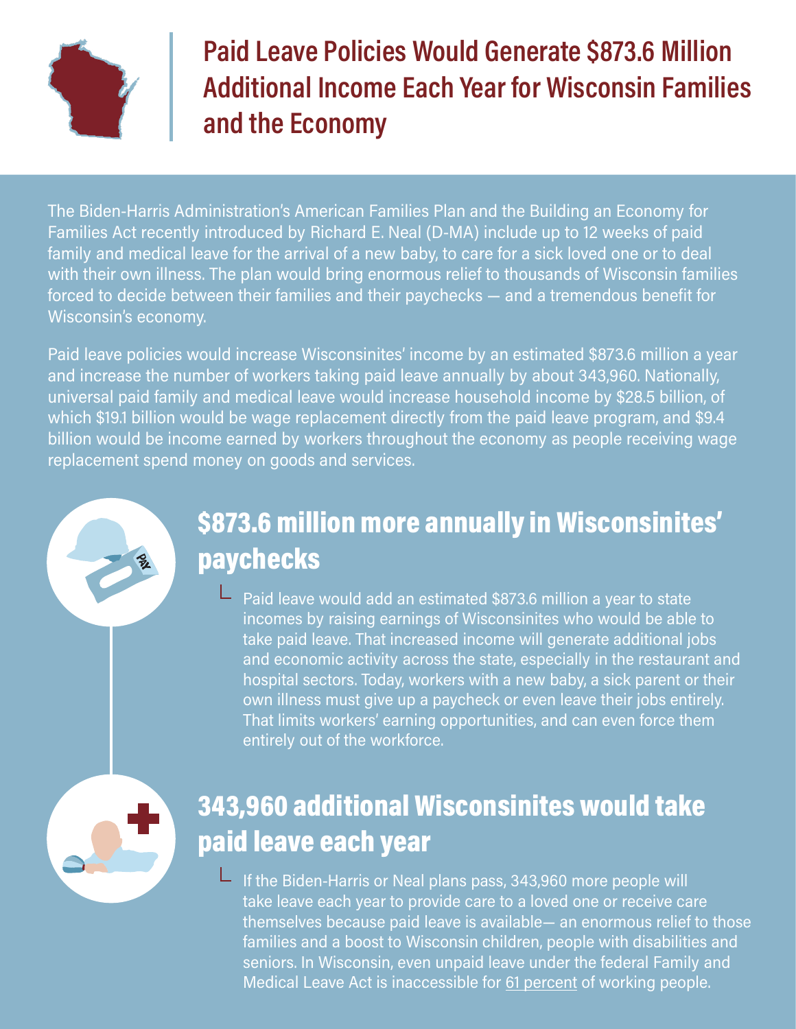# Paid Leave Policies Would Generate $873.6 Million Additional Income Each Year for Wisconsin Families and the Economy

The Biden-Harris Administration's American Families Plan and the Building an Economy for Families Act recently introduced by Richard E. Neal (D-MA) include up to 12 weeks of paid family and medical leave for the arrival of a new baby, to care for a sick loved one or to deal with their own illness. The plan would bring enormous relief to thousands of Wisconsin families forced to decide between their families and their paychecks — and a tremendous benefit for Wisconsin's economy.

Paid leave policies would increase Wisconsinites' income by an estimated $873.6 million a year and increase the number of workers taking paid leave annually by about 343,960. Nationally, universal paid family and medical leave would increase household income by $28.5 billion, of which $19.1 billion would be wage replacement directly from the paid leave program, and $9.4 billion would be income earned by workers throughout the economy as people receiving wage replacement spend money on goods and services.

## $873.6 million more annually in Wisconsinites' paychecks

Paid leave would add an estimated $873.6 million a year to state incomes by raising earnings of Wisconsinites who would be able to take paid leave. That increased income will generate additional jobs and economic activity across the state, especially in the restaurant and hospital sectors. Today, workers with a new baby, a sick parent or their own illness must give up a paycheck or even leave their jobs entirely. That limits workers' earning opportunities, and can even force them entirely out of the workforce.

## 343,960 additional Wisconsinites would take paid leave each year

If the Biden-Harris or Neal plans pass, 343,960 more people will take leave each year to provide care to a loved one or receive care themselves because paid leave is available— an enormous relief to those families and a boost to Wisconsin children, people with disabilities and seniors. In Wisconsin, even unpaid leave under the federal Family and Medical Leave Act is inaccessible for 61 percent of working people.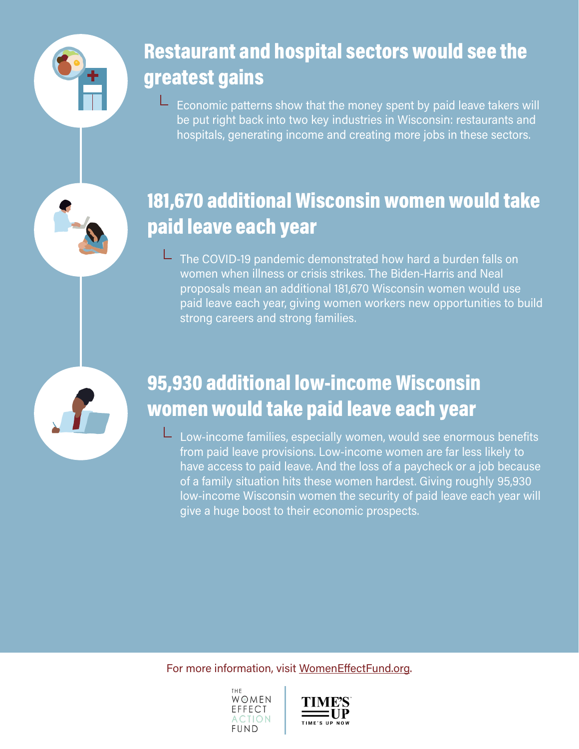## Restaurant and hospital sectors would see the greatest gains

Economic patterns show that the money spent by paid leave takers will be put right back into two key industries in Wisconsin: restaurants and hospitals, generating income and creating more jobs in these sectors.

## 181,670 additional Wisconsin women would take paid leave each year

The COVID-19 pandemic demonstrated how hard a burden falls on women when illness or crisis strikes. The Biden-Harris and Neal proposals mean an additional 181,670 Wisconsin women would use paid leave each year, giving women workers new opportunities to build strong careers and strong families.

## 95,930 additional low-income Wisconsin women would take paid leave each year

Low-income families, especially women, would see enormous benefits from paid leave provisions. Low-income women are far less likely to have access to paid leave. And the loss of a paycheck or a job because of a family situation hits these women hardest. Giving roughly 95,930 low-income Wisconsin women the security of paid leave each year will give a huge boost to their economic prospects.

For more information, visit WomenEffectFund.org.

THE WOMEN EFFECT ACTION FUND

TIME'S UP

TIME'S UP NOW